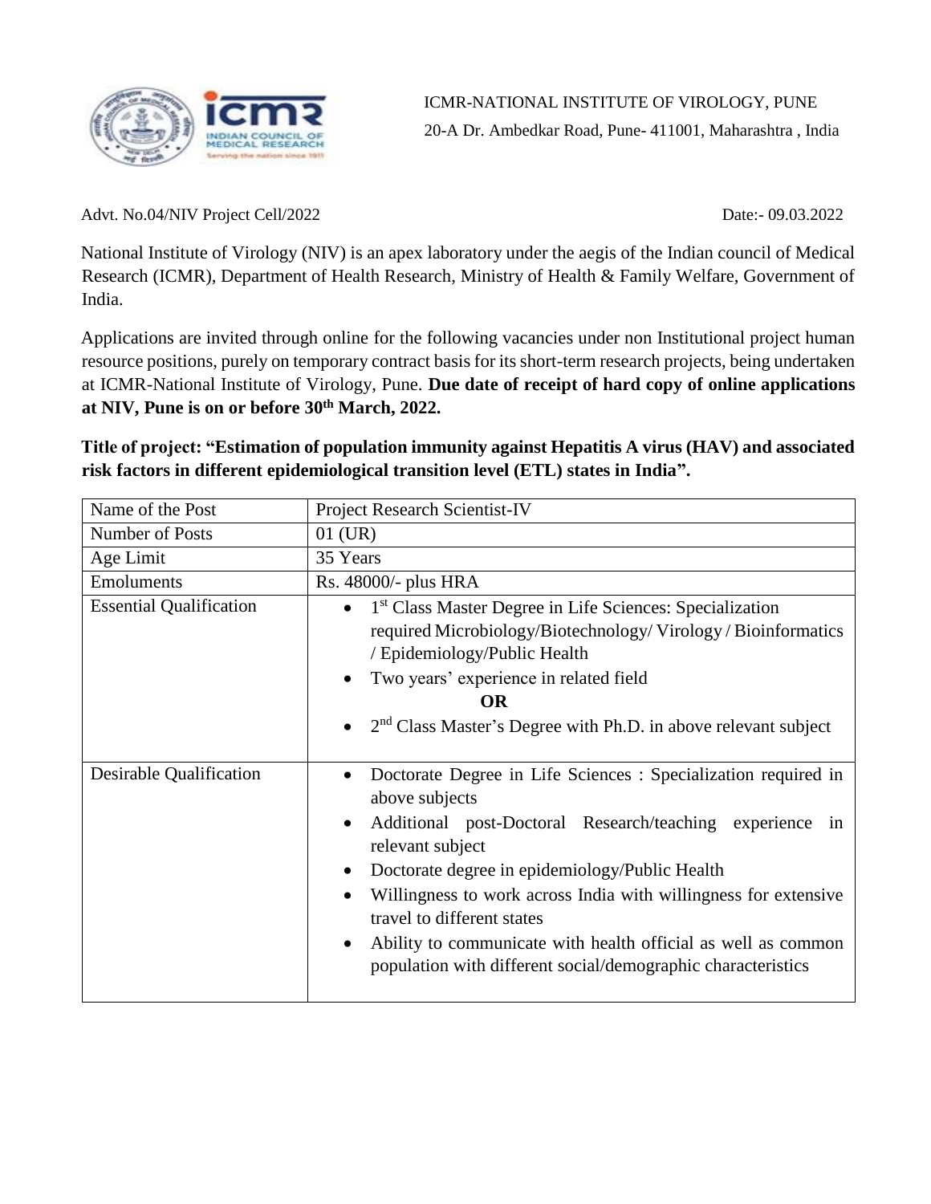ICMR-NATIONAL INSTITUTE OF VIROLOGY, PUNE
20-A Dr. Ambedkar Road, Pune- 411001, Maharashtra , India

Advt. No.04/NIV Project Cell/2022 Date:- 09.03.2022

National Institute of Virology (NIV) is an apex laboratory under the aegis of the Indian council of Medical Research (ICMR), Department of Health Research, Ministry of Health & Family Welfare, Government of India.

Applications are invited through online for the following vacancies under non Institutional project human resource positions, purely on temporary contract basis for its short-term research projects, being undertaken at ICMR-National Institute of Virology, Pune. **Due date of receipt of hard copy of online applications at NIV, Pune is on or before 30th March, 2022.**

**Title of project: "Estimation of population immunity against Hepatitis A virus (HAV) and associated risk factors in different epidemiological transition level (ETL) states in India".**

| Name of the Post | Project Research Scientist-IV |
|---|---|
| Number of Posts | 01 (UR) |
| Age Limit | 35 Years |
| Emoluments | Rs. 48000/- plus HRA |
| Essential Qualification | • 1st Class Master Degree in Life Sciences: Specialization required Microbiology/Biotechnology/ Virology / Bioinformatics / Epidemiology/Public Health<br>• Two years' experience in related field<br>**OR**<br>• 2nd Class Master's Degree with Ph.D. in above relevant subject |
| Desirable Qualification | • Doctorate Degree in Life Sciences : Specialization required in above subjects<br>• Additional post-Doctoral Research/teaching experience in relevant subject<br>• Doctorate degree in epidemiology/Public Health<br>• Willingness to work across India with willingness for extensive travel to different states<br>• Ability to communicate with health official as well as common population with different social/demographic characteristics |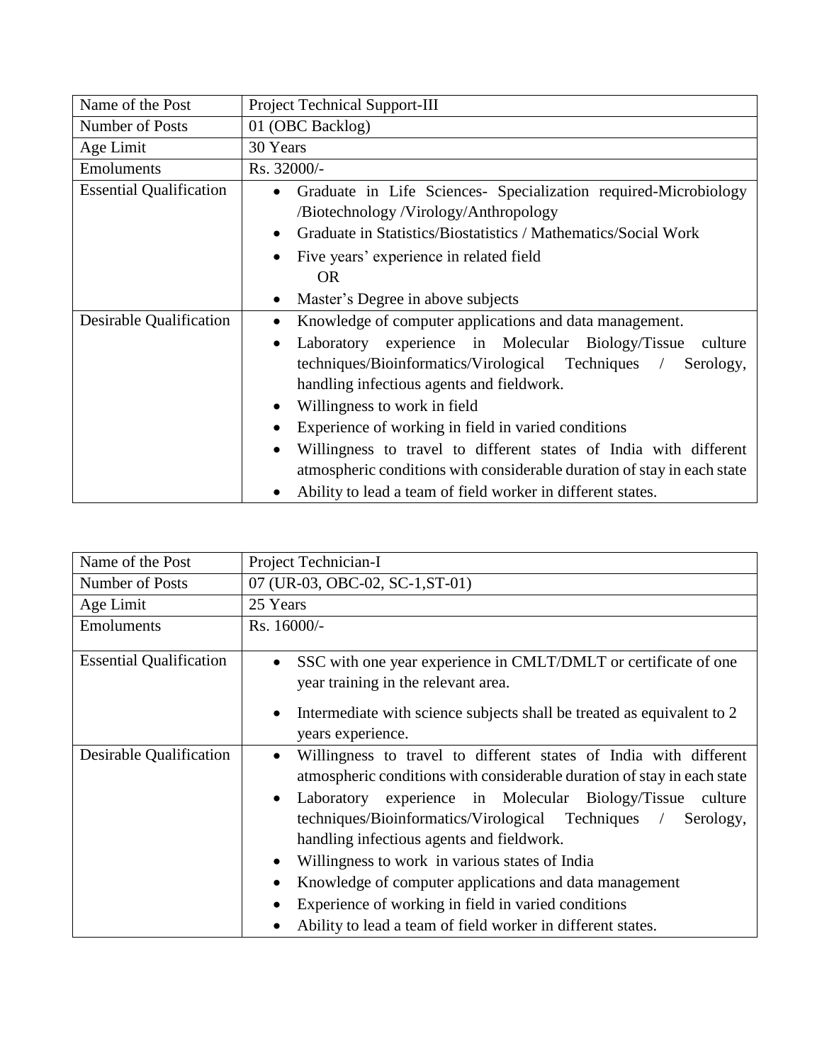| Name of the Post | Project Technical Support-III |
| --- | --- |
| Number of Posts | 01 (OBC Backlog) |
| Age Limit | 30 Years |
| Emoluments | Rs. 32000/- |
| Essential Qualification | • Graduate in Life Sciences- Specialization required-Microbiology /Biotechnology /Virology/Anthropology<br>• Graduate in Statistics/Biostatistics / Mathematics/Social Work<br>• Five years' experience in related field<br>OR<br>• Master's Degree in above subjects |
| Desirable Qualification | • Knowledge of computer applications and data management.<br>• Laboratory experience in Molecular Biology/Tissue culture techniques/Bioinformatics/Virological Techniques / Serology, handling infectious agents and fieldwork.<br>• Willingness to work in field<br>• Experience of working in field in varied conditions<br>• Willingness to travel to different states of India with different atmospheric conditions with considerable duration of stay in each state<br>• Ability to lead a team of field worker in different states. |

| Name of the Post | Project Technician-I |
| --- | --- |
| Number of Posts | 07 (UR-03, OBC-02, SC-1,ST-01) |
| Age Limit | 25 Years |
| Emoluments | Rs. 16000/- |
| Essential Qualification | • SSC with one year experience in CMLT/DMLT or certificate of one year training in the relevant area.<br>• Intermediate with science subjects shall be treated as equivalent to 2 years experience. |
| Desirable Qualification | • Willingness to travel to different states of India with different atmospheric conditions with considerable duration of stay in each state<br>• Laboratory experience in Molecular Biology/Tissue culture techniques/Bioinformatics/Virological Techniques / Serology, handling infectious agents and fieldwork.<br>• Willingness to work in various states of India<br>• Knowledge of computer applications and data management<br>• Experience of working in field in varied conditions<br>• Ability to lead a team of field worker in different states. |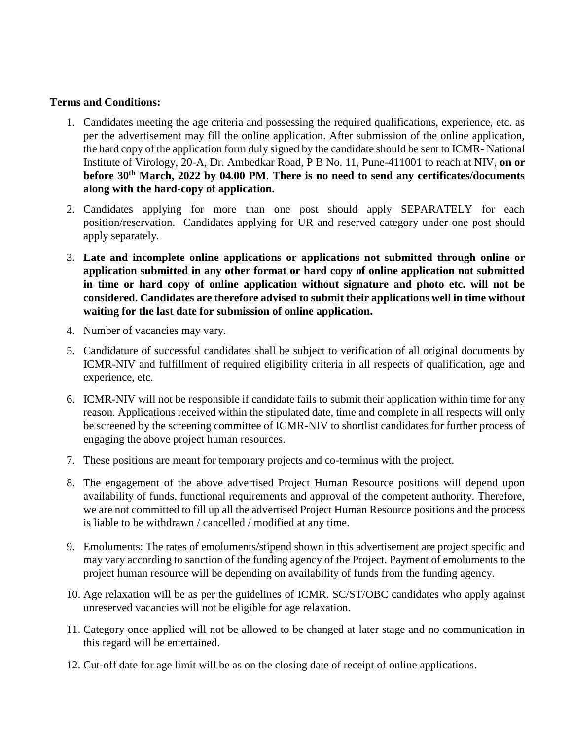**Terms and Conditions:**

1. Candidates meeting the age criteria and possessing the required qualifications, experience, etc. as per the advertisement may fill the online application. After submission of the online application, the hard copy of the application form duly signed by the candidate should be sent to ICMR- National Institute of Virology, 20-A, Dr. Ambedkar Road, P B No. 11, Pune-411001 to reach at NIV, **on or before 30th March, 2022 by 04.00 PM**. **There is no need to send any certificates/documents along with the hard-copy of application.**
2. Candidates applying for more than one post should apply SEPARATELY for each position/reservation. Candidates applying for UR and reserved category under one post should apply separately.
3. **Late and incomplete online applications or applications not submitted through online or application submitted in any other format or hard copy of online application not submitted in time or hard copy of online application without signature and photo etc. will not be considered. Candidates are therefore advised to submit their applications well in time without waiting for the last date for submission of online application.**
4. Number of vacancies may vary.
5. Candidature of successful candidates shall be subject to verification of all original documents by ICMR-NIV and fulfillment of required eligibility criteria in all respects of qualification, age and experience, etc.
6. ICMR-NIV will not be responsible if candidate fails to submit their application within time for any reason. Applications received within the stipulated date, time and complete in all respects will only be screened by the screening committee of ICMR-NIV to shortlist candidates for further process of engaging the above project human resources.
7. These positions are meant for temporary projects and co-terminus with the project.
8. The engagement of the above advertised Project Human Resource positions will depend upon availability of funds, functional requirements and approval of the competent authority. Therefore, we are not committed to fill up all the advertised Project Human Resource positions and the process is liable to be withdrawn / cancelled / modified at any time.
9. Emoluments: The rates of emoluments/stipend shown in this advertisement are project specific and may vary according to sanction of the funding agency of the Project. Payment of emoluments to the project human resource will be depending on availability of funds from the funding agency.
10. Age relaxation will be as per the guidelines of ICMR. SC/ST/OBC candidates who apply against unreserved vacancies will not be eligible for age relaxation.
11. Category once applied will not be allowed to be changed at later stage and no communication in this regard will be entertained.
12. Cut-off date for age limit will be as on the closing date of receipt of online applications.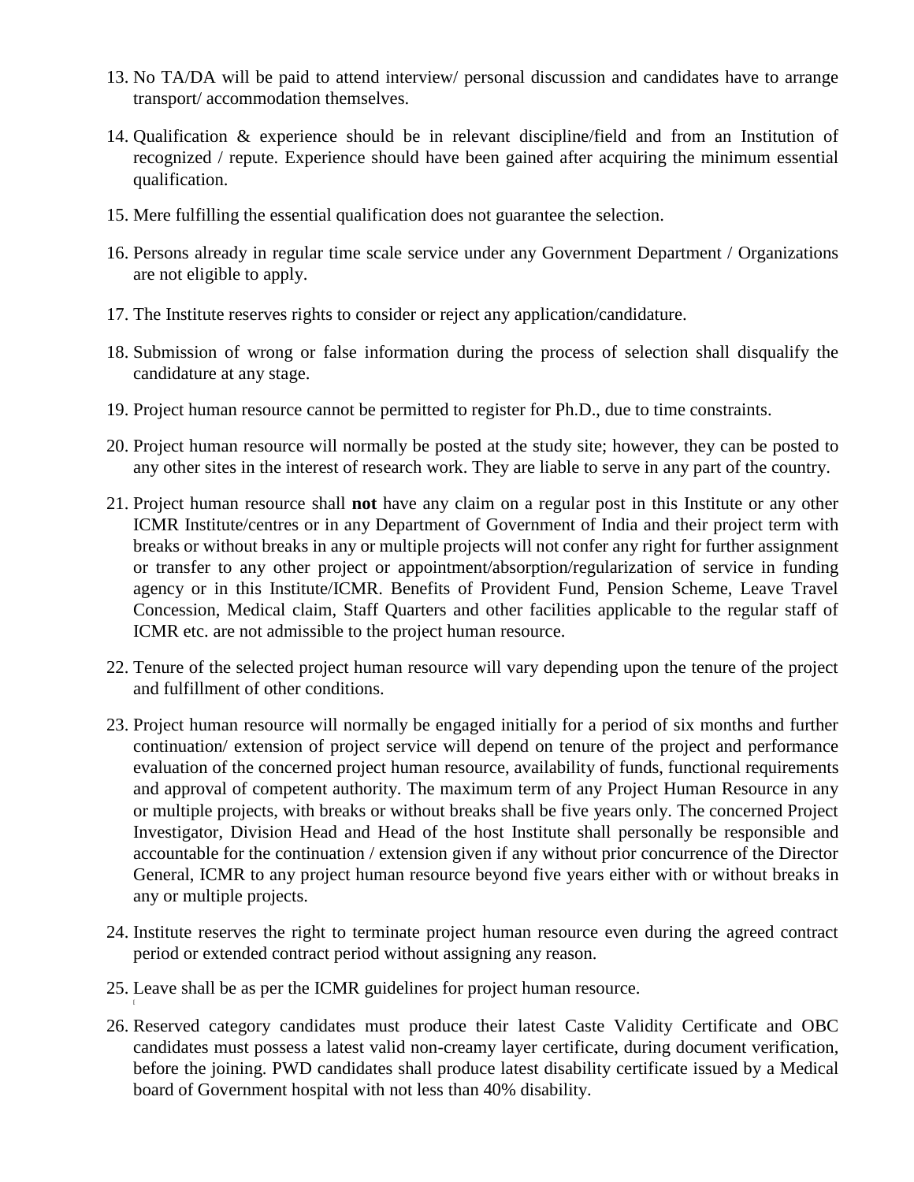13. No TA/DA will be paid to attend interview/ personal discussion and candidates have to arrange transport/ accommodation themselves.

14. Qualification & experience should be in relevant discipline/field and from an Institution of recognized / repute. Experience should have been gained after acquiring the minimum essential qualification.

15. Mere fulfilling the essential qualification does not guarantee the selection.

16. Persons already in regular time scale service under any Government Department / Organizations are not eligible to apply.

17. The Institute reserves rights to consider or reject any application/candidature.

18. Submission of wrong or false information during the process of selection shall disqualify the candidature at any stage.

19. Project human resource cannot be permitted to register for Ph.D., due to time constraints.

20. Project human resource will normally be posted at the study site; however, they can be posted to any other sites in the interest of research work. They are liable to serve in any part of the country.

21. Project human resource shall **not** have any claim on a regular post in this Institute or any other ICMR Institute/centres or in any Department of Government of India and their project term with breaks or without breaks in any or multiple projects will not confer any right for further assignment or transfer to any other project or appointment/absorption/regularization of service in funding agency or in this Institute/ICMR. Benefits of Provident Fund, Pension Scheme, Leave Travel Concession, Medical claim, Staff Quarters and other facilities applicable to the regular staff of ICMR etc. are not admissible to the project human resource.

22. Tenure of the selected project human resource will vary depending upon the tenure of the project and fulfillment of other conditions.

23. Project human resource will normally be engaged initially for a period of six months and further continuation/ extension of project service will depend on tenure of the project and performance evaluation of the concerned project human resource, availability of funds, functional requirements and approval of competent authority. The maximum term of any Project Human Resource in any or multiple projects, with breaks or without breaks shall be five years only. The concerned Project Investigator, Division Head and Head of the host Institute shall personally be responsible and accountable for the continuation / extension given if any without prior concurrence of the Director General, ICMR to any project human resource beyond five years either with or without breaks in any or multiple projects.

24. Institute reserves the right to terminate project human resource even during the agreed contract period or extended contract period without assigning any reason.

25. Leave shall be as per the ICMR guidelines for project human resource.

26. Reserved category candidates must produce their latest Caste Validity Certificate and OBC candidates must possess a latest valid non-creamy layer certificate, during document verification, before the joining. PWD candidates shall produce latest disability certificate issued by a Medical board of Government hospital with not less than 40% disability.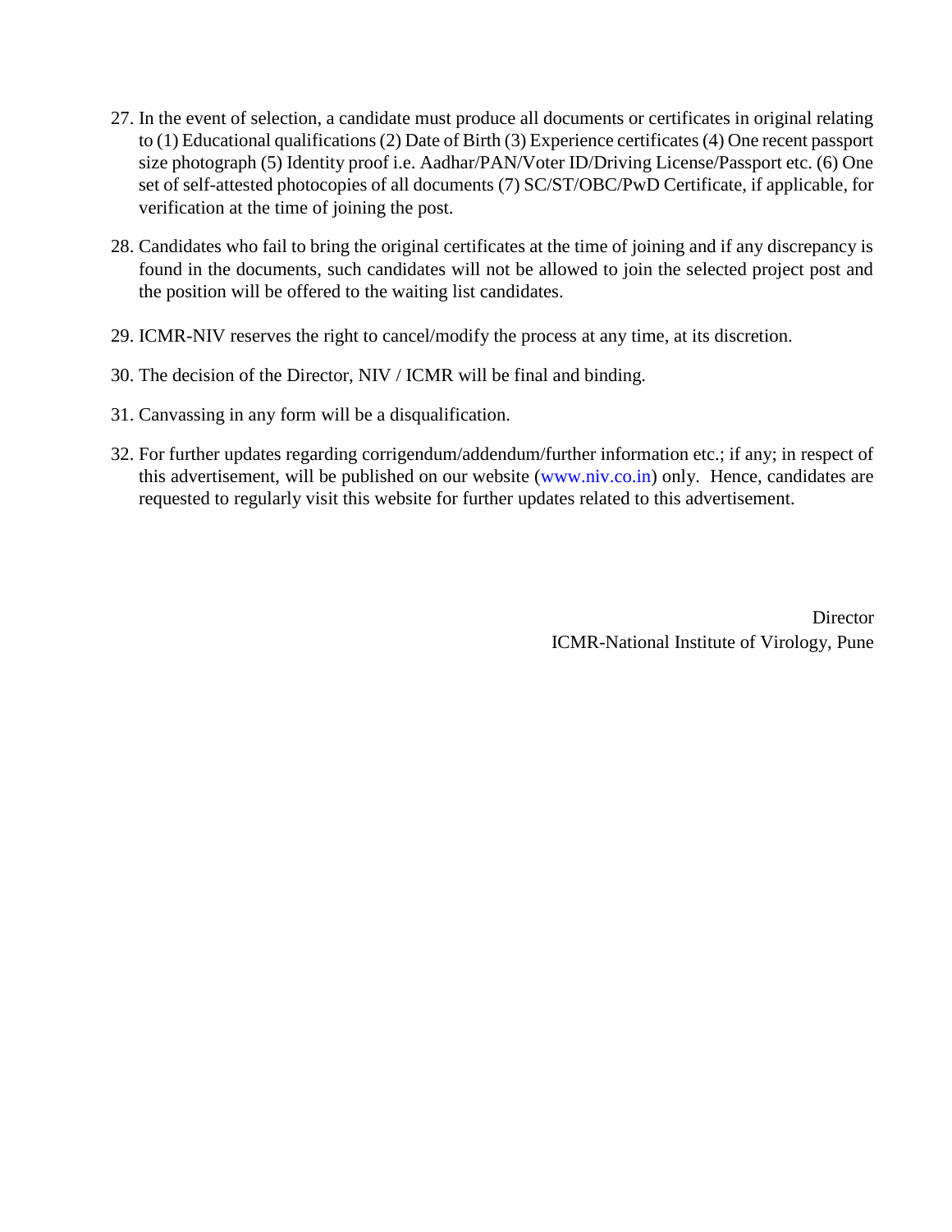27. In the event of selection, a candidate must produce all documents or certificates in original relating to (1) Educational qualifications (2) Date of Birth (3) Experience certificates (4) One recent passport size photograph (5) Identity proof i.e. Aadhar/PAN/Voter ID/Driving License/Passport etc. (6) One set of self-attested photocopies of all documents (7) SC/ST/OBC/PwD Certificate, if applicable, for verification at the time of joining the post.

28. Candidates who fail to bring the original certificates at the time of joining and if any discrepancy is found in the documents, such candidates will not be allowed to join the selected project post and the position will be offered to the waiting list candidates.

29. ICMR-NIV reserves the right to cancel/modify the process at any time, at its discretion.

30. The decision of the Director, NIV / ICMR will be final and binding.

31. Canvassing in any form will be a disqualification.

32. For further updates regarding corrigendum/addendum/further information etc.; if any; in respect of this advertisement, will be published on our website (www.niv.co.in) only. Hence, candidates are requested to regularly visit this website for further updates related to this advertisement.

Director
ICMR-National Institute of Virology, Pune